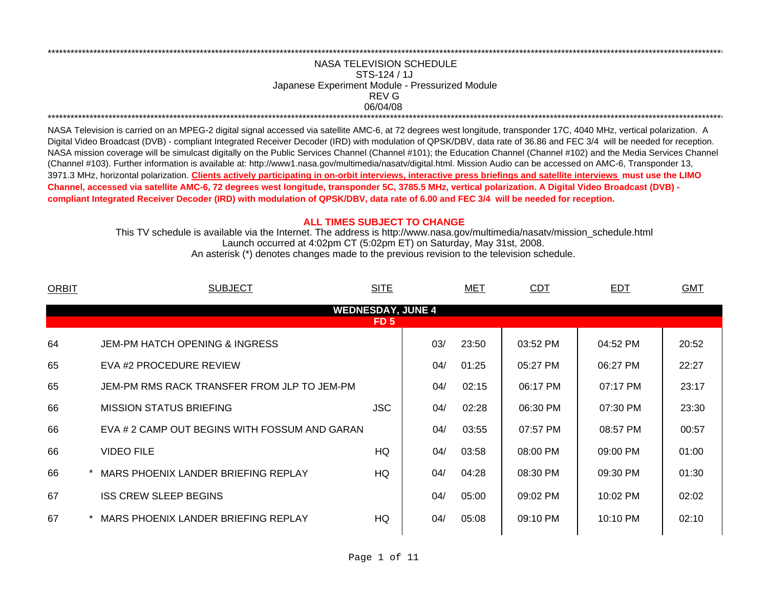*****************************************************************************************************************************************************************************

NASA TELEVISION SCHEDULE
STS-124 / 1J
Japanese Experiment Module - Pressurized Module
REV G
06/04/08

*****************************************************************************************************************************************************************************

NASA Television is carried on an MPEG-2 digital signal accessed via satellite AMC-6, at 72 degrees west longitude, transponder 17C, 4040 MHz, vertical polarization. A Digital Video Broadcast (DVB) - compliant Integrated Receiver Decoder (IRD) with modulation of QPSK/DBV, data rate of 36.86 and FEC 3/4 will be needed for reception. NASA mission coverage will be simulcast digitally on the Public Services Channel (Channel #101); the Education Channel (Channel #102) and the Media Services Channel (Channel #103). Further information is available at: http://www1.nasa.gov/multimedia/nasatv/digital.html. Mission Audio can be accessed on AMC-6, Transponder 13, 3971.3 MHz, horizontal polarization. **Clients actively participating in on-orbit interviews, interactive press briefings and satellite interviews must use the LIMO Channel, accessed via satellite AMC-6, 72 degrees west longitude, transponder 5C, 3785.5 MHz, vertical polarization. A Digital Video Broadcast (DVB) - compliant Integrated Receiver Decoder (IRD) with modulation of QPSK/DBV, data rate of 6.00 and FEC 3/4 will be needed for reception.**

**ALL TIMES SUBJECT TO CHANGE**

This TV schedule is available via the Internet. The address is http://www.nasa.gov/multimedia/nasatv/mission_schedule.html
Launch occurred at 4:02pm CT (5:02pm ET) on Saturday, May 31st, 2008.
An asterisk (*) denotes changes made to the previous revision to the television schedule.

| ORBIT | | SUBJECT | SITE | MET | | CDT | EDT | GMT |
|---|---|---|---|---|---|---|---|---|
| | | **WEDNESDAY, JUNE 4** | | | | | | |
| | | **FD 5** | | | | | | |
| 64 | | JEM-PM HATCH OPENING & INGRESS | | 03/ | 23:50 | 03:52 PM | 04:52 PM | 20:52 |
| 65 | | EVA #2 PROCEDURE REVIEW | | 04/ | 01:25 | 05:27 PM | 06:27 PM | 22:27 |
| 65 | | JEM-PM RMS RACK TRANSFER FROM JLP TO JEM-PM | | 04/ | 02:15 | 06:17 PM | 07:17 PM | 23:17 |
| 66 | | MISSION STATUS BRIEFING | JSC | 04/ | 02:28 | 06:30 PM | 07:30 PM | 23:30 |
| 66 | | EVA # 2 CAMP OUT BEGINS WITH FOSSUM AND GARAN | | 04/ | 03:55 | 07:57 PM | 08:57 PM | 00:57 |
| 66 | | VIDEO FILE | HQ | 04/ | 03:58 | 08:00 PM | 09:00 PM | 01:00 |
| 66 | * | MARS PHOENIX LANDER BRIEFING REPLAY | HQ | 04/ | 04:28 | 08:30 PM | 09:30 PM | 01:30 |
| 67 | | ISS CREW SLEEP BEGINS | | 04/ | 05:00 | 09:02 PM | 10:02 PM | 02:02 |
| 67 | * | MARS PHOENIX LANDER BRIEFING REPLAY | HQ | 04/ | 05:08 | 09:10 PM | 10:10 PM | 02:10 |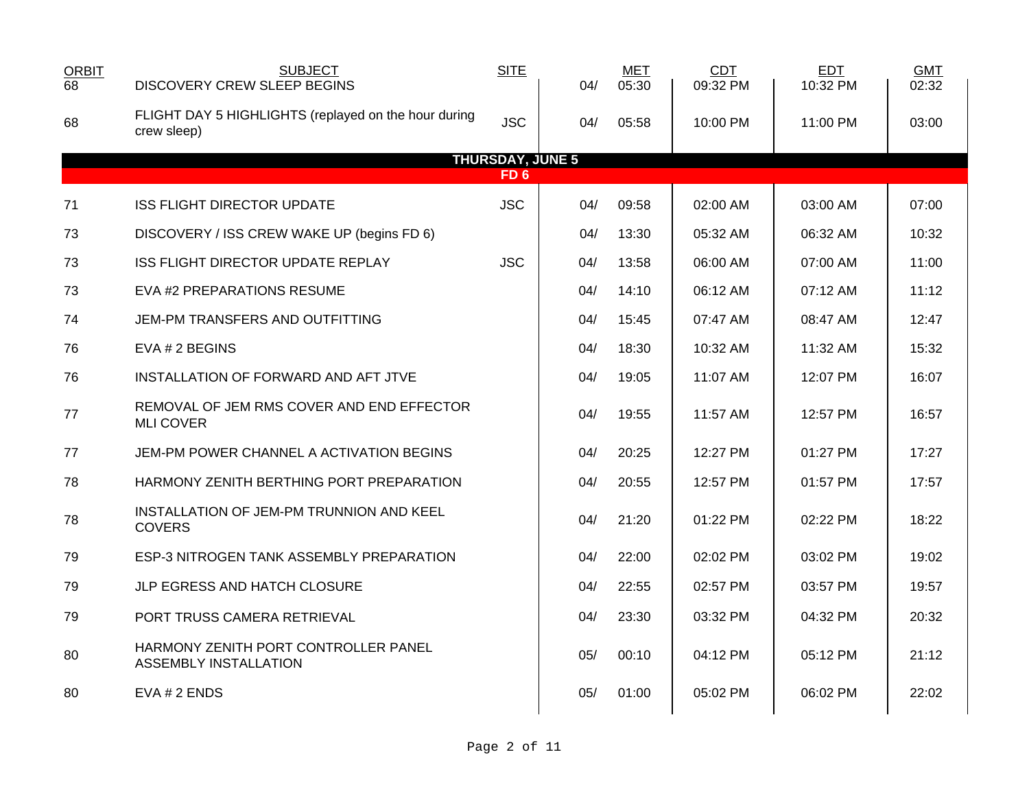| ORBIT | SUBJECT | SITE | | MET | CDT | EDT | GMT |
|---|---|---|---|---|---|---|---|
| 68 | DISCOVERY CREW SLEEP BEGINS | | 04/ | 05:30 | 09:32 PM | 10:32 PM | 02:32 |
| 68 | FLIGHT DAY 5 HIGHLIGHTS (replayed on the hour during crew sleep) | JSC | 04/ | 05:58 | 10:00 PM | 11:00 PM | 03:00 |
| | **THURSDAY, JUNE 5** | | | | | | |
| | **FD 6** | | | | | | |
| 71 | ISS FLIGHT DIRECTOR UPDATE | JSC | 04/ | 09:58 | 02:00 AM | 03:00 AM | 07:00 |
| 73 | DISCOVERY / ISS CREW WAKE UP (begins FD 6) | | 04/ | 13:30 | 05:32 AM | 06:32 AM | 10:32 |
| 73 | ISS FLIGHT DIRECTOR UPDATE REPLAY | JSC | 04/ | 13:58 | 06:00 AM | 07:00 AM | 11:00 |
| 73 | EVA #2 PREPARATIONS RESUME | | 04/ | 14:10 | 06:12 AM | 07:12 AM | 11:12 |
| 74 | JEM-PM TRANSFERS AND OUTFITTING | | 04/ | 15:45 | 07:47 AM | 08:47 AM | 12:47 |
| 76 | EVA # 2 BEGINS | | 04/ | 18:30 | 10:32 AM | 11:32 AM | 15:32 |
| 76 | INSTALLATION OF FORWARD AND AFT JTVE | | 04/ | 19:05 | 11:07 AM | 12:07 PM | 16:07 |
| 77 | REMOVAL OF JEM RMS COVER AND END EFFECTOR MLI COVER | | 04/ | 19:55 | 11:57 AM | 12:57 PM | 16:57 |
| 77 | JEM-PM POWER CHANNEL A ACTIVATION BEGINS | | 04/ | 20:25 | 12:27 PM | 01:27 PM | 17:27 |
| 78 | HARMONY ZENITH BERTHING PORT PREPARATION | | 04/ | 20:55 | 12:57 PM | 01:57 PM | 17:57 |
| 78 | INSTALLATION OF JEM-PM TRUNNION AND KEEL COVERS | | 04/ | 21:20 | 01:22 PM | 02:22 PM | 18:22 |
| 79 | ESP-3 NITROGEN TANK ASSEMBLY PREPARATION | | 04/ | 22:00 | 02:02 PM | 03:02 PM | 19:02 |
| 79 | JLP EGRESS AND HATCH CLOSURE | | 04/ | 22:55 | 02:57 PM | 03:57 PM | 19:57 |
| 79 | PORT TRUSS CAMERA RETRIEVAL | | 04/ | 23:30 | 03:32 PM | 04:32 PM | 20:32 |
| 80 | HARMONY ZENITH PORT CONTROLLER PANEL ASSEMBLY INSTALLATION | | 05/ | 00:10 | 04:12 PM | 05:12 PM | 21:12 |
| 80 | EVA # 2 ENDS | | 05/ | 01:00 | 05:02 PM | 06:02 PM | 22:02 |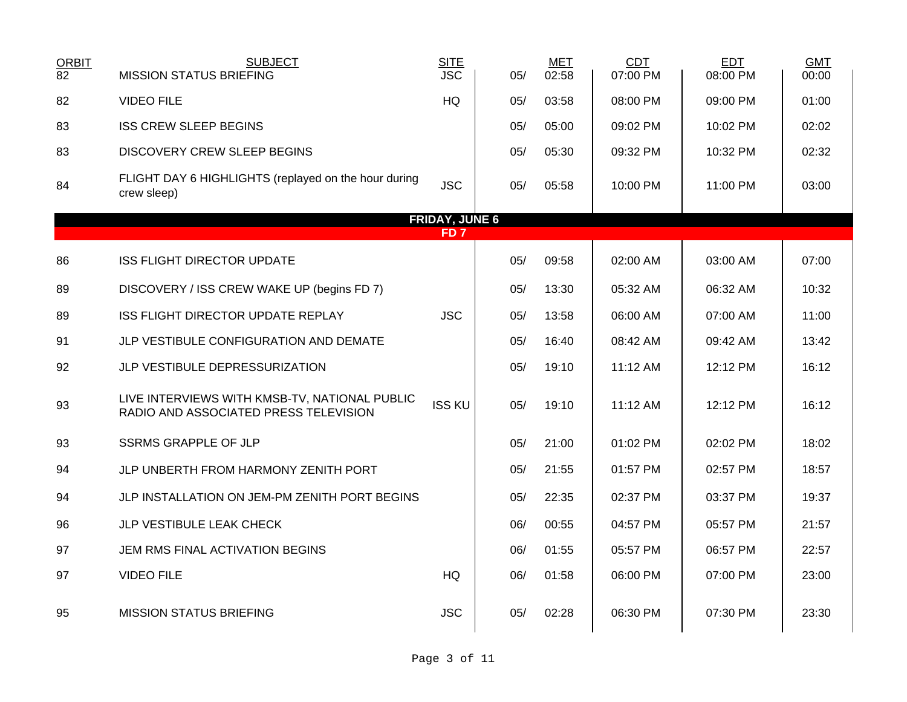| ORBIT | SUBJECT | SITE | | MET | CDT | EDT | GMT |
|---|---|---|---|---|---|---|---|
| 82 | MISSION STATUS BRIEFING | JSC | 05/ | 02:58 | 07:00 PM | 08:00 PM | 00:00 |
| 82 | VIDEO FILE | HQ | 05/ | 03:58 | 08:00 PM | 09:00 PM | 01:00 |
| 83 | ISS CREW SLEEP BEGINS | | 05/ | 05:00 | 09:02 PM | 10:02 PM | 02:02 |
| 83 | DISCOVERY CREW SLEEP BEGINS | | 05/ | 05:30 | 09:32 PM | 10:32 PM | 02:32 |
| 84 | FLIGHT DAY 6 HIGHLIGHTS (replayed on the hour during crew sleep) | JSC | 05/ | 05:58 | 10:00 PM | 11:00 PM | 03:00 |
| | **FRIDAY, JUNE 6** | | | | | | |
| | **FD 7** | | | | | | |
| 86 | ISS FLIGHT DIRECTOR UPDATE | | 05/ | 09:58 | 02:00 AM | 03:00 AM | 07:00 |
| 89 | DISCOVERY / ISS CREW WAKE UP (begins FD 7) | | 05/ | 13:30 | 05:32 AM | 06:32 AM | 10:32 |
| 89 | ISS FLIGHT DIRECTOR UPDATE REPLAY | JSC | 05/ | 13:58 | 06:00 AM | 07:00 AM | 11:00 |
| 91 | JLP VESTIBULE CONFIGURATION AND DEMATE | | 05/ | 16:40 | 08:42 AM | 09:42 AM | 13:42 |
| 92 | JLP VESTIBULE DEPRESSURIZATION | | 05/ | 19:10 | 11:12 AM | 12:12 PM | 16:12 |
| 93 | LIVE INTERVIEWS WITH KMSB-TV, NATIONAL PUBLIC RADIO AND ASSOCIATED PRESS TELEVISION | ISS KU | 05/ | 19:10 | 11:12 AM | 12:12 PM | 16:12 |
| 93 | SSRMS GRAPPLE OF JLP | | 05/ | 21:00 | 01:02 PM | 02:02 PM | 18:02 |
| 94 | JLP UNBERTH FROM HARMONY ZENITH PORT | | 05/ | 21:55 | 01:57 PM | 02:57 PM | 18:57 |
| 94 | JLP INSTALLATION ON JEM-PM ZENITH PORT BEGINS | | 05/ | 22:35 | 02:37 PM | 03:37 PM | 19:37 |
| 96 | JLP VESTIBULE LEAK CHECK | | 06/ | 00:55 | 04:57 PM | 05:57 PM | 21:57 |
| 97 | JEM RMS FINAL ACTIVATION BEGINS | | 06/ | 01:55 | 05:57 PM | 06:57 PM | 22:57 |
| 97 | VIDEO FILE | HQ | 06/ | 01:58 | 06:00 PM | 07:00 PM | 23:00 |
| 95 | MISSION STATUS BRIEFING | JSC | 05/ | 02:28 | 06:30 PM | 07:30 PM | 23:30 |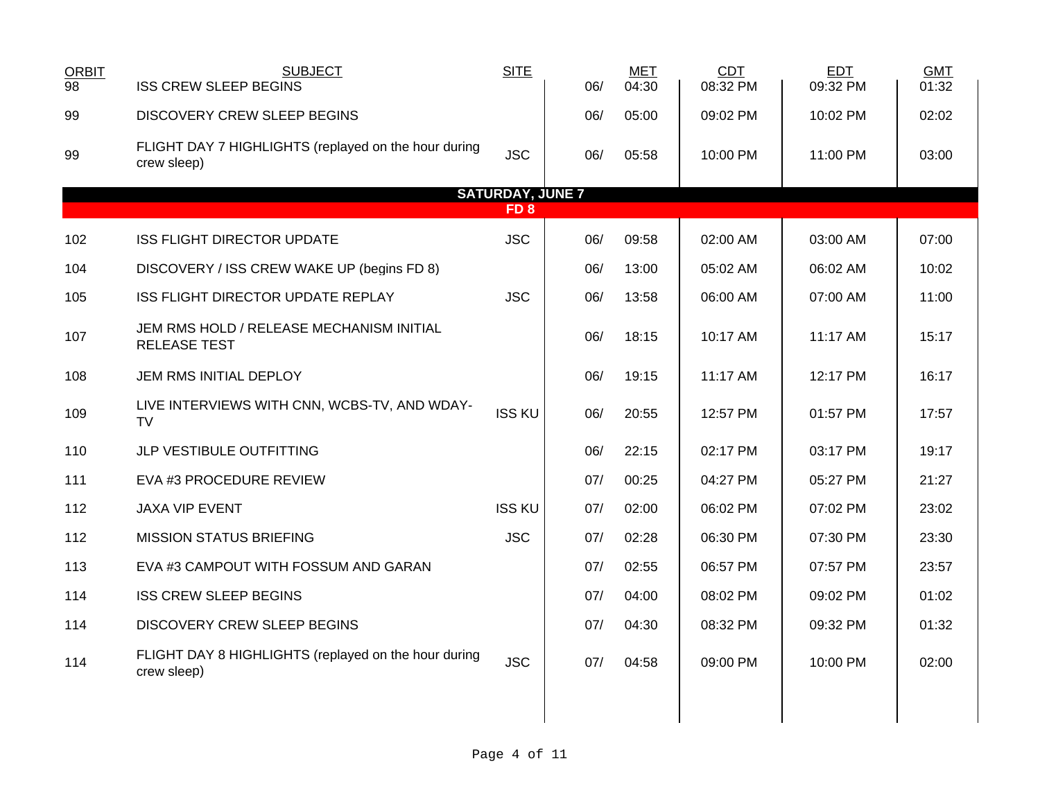| ORBIT | SUBJECT | SITE | | MET | CDT | EDT | GMT |
|---|---|---|---|---|---|---|---|
| 98 | ISS CREW SLEEP BEGINS | | 06/ | 04:30 | 08:32 PM | 09:32 PM | 01:32 |
| 99 | DISCOVERY CREW SLEEP BEGINS | | 06/ | 05:00 | 09:02 PM | 10:02 PM | 02:02 |
| 99 | FLIGHT DAY 7 HIGHLIGHTS (replayed on the hour during crew sleep) | JSC | 06/ | 05:58 | 10:00 PM | 11:00 PM | 03:00 |
| | **SATURDAY, JUNE 7** | | | | | | |
| | **FD 8** | | | | | | |
| 102 | ISS FLIGHT DIRECTOR UPDATE | JSC | 06/ | 09:58 | 02:00 AM | 03:00 AM | 07:00 |
| 104 | DISCOVERY / ISS CREW WAKE UP (begins FD 8) | | 06/ | 13:00 | 05:02 AM | 06:02 AM | 10:02 |
| 105 | ISS FLIGHT DIRECTOR UPDATE REPLAY | JSC | 06/ | 13:58 | 06:00 AM | 07:00 AM | 11:00 |
| 107 | JEM RMS HOLD / RELEASE MECHANISM INITIAL RELEASE TEST | | 06/ | 18:15 | 10:17 AM | 11:17 AM | 15:17 |
| 108 | JEM RMS INITIAL DEPLOY | | 06/ | 19:15 | 11:17 AM | 12:17 PM | 16:17 |
| 109 | LIVE INTERVIEWS WITH CNN, WCBS-TV, AND WDAY-TV | ISS KU | 06/ | 20:55 | 12:57 PM | 01:57 PM | 17:57 |
| 110 | JLP VESTIBULE OUTFITTING | | 06/ | 22:15 | 02:17 PM | 03:17 PM | 19:17 |
| 111 | EVA #3 PROCEDURE REVIEW | | 07/ | 00:25 | 04:27 PM | 05:27 PM | 21:27 |
| 112 | JAXA VIP EVENT | ISS KU | 07/ | 02:00 | 06:02 PM | 07:02 PM | 23:02 |
| 112 | MISSION STATUS BRIEFING | JSC | 07/ | 02:28 | 06:30 PM | 07:30 PM | 23:30 |
| 113 | EVA #3 CAMPOUT WITH FOSSUM AND GARAN | | 07/ | 02:55 | 06:57 PM | 07:57 PM | 23:57 |
| 114 | ISS CREW SLEEP BEGINS | | 07/ | 04:00 | 08:02 PM | 09:02 PM | 01:02 |
| 114 | DISCOVERY CREW SLEEP BEGINS | | 07/ | 04:30 | 08:32 PM | 09:32 PM | 01:32 |
| 114 | FLIGHT DAY 8 HIGHLIGHTS (replayed on the hour during crew sleep) | JSC | 07/ | 04:58 | 09:00 PM | 10:00 PM | 02:00 |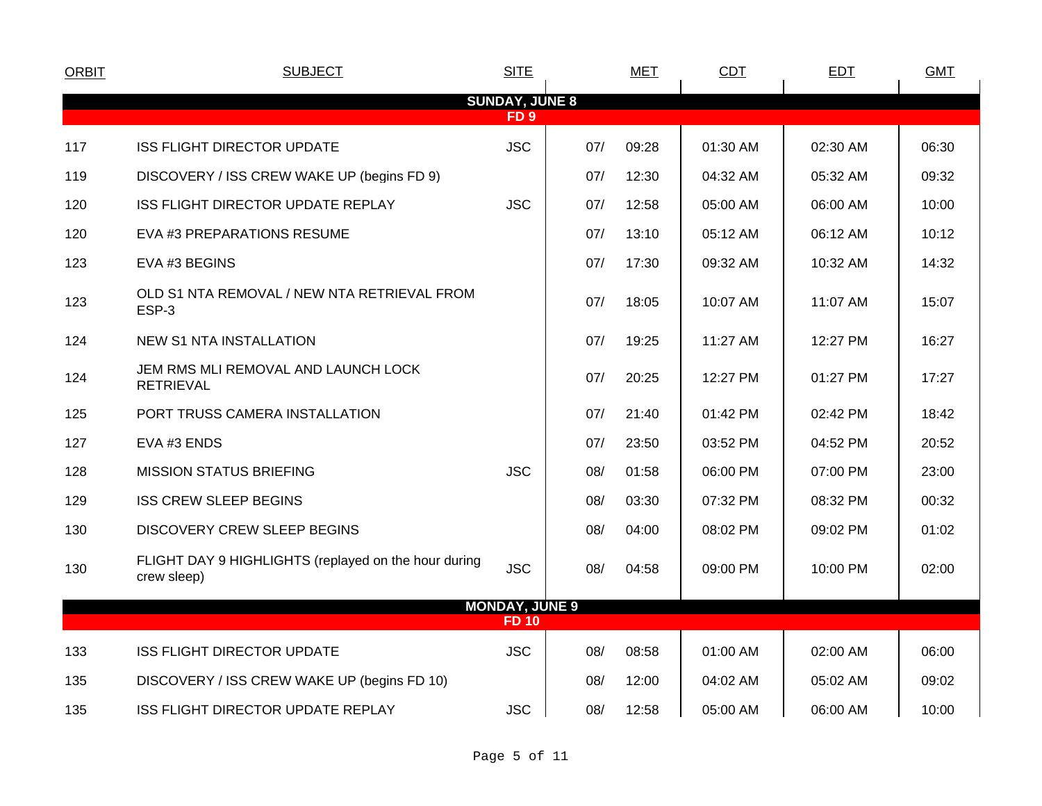| ORBIT | SUBJECT | SITE | MET | CDT | EDT | GMT |
|---|---|---|---|---|---|---|
| | **SUNDAY, JUNE 8** | | | | | |
| | **FD 9** | | | | | |
| 117 | ISS FLIGHT DIRECTOR UPDATE | JSC | 07/ 09:28 | 01:30 AM | 02:30 AM | 06:30 |
| 119 | DISCOVERY / ISS CREW WAKE UP (begins FD 9) | | 07/ 12:30 | 04:32 AM | 05:32 AM | 09:32 |
| 120 | ISS FLIGHT DIRECTOR UPDATE REPLAY | JSC | 07/ 12:58 | 05:00 AM | 06:00 AM | 10:00 |
| 120 | EVA #3 PREPARATIONS RESUME | | 07/ 13:10 | 05:12 AM | 06:12 AM | 10:12 |
| 123 | EVA #3 BEGINS | | 07/ 17:30 | 09:32 AM | 10:32 AM | 14:32 |
| 123 | OLD S1 NTA REMOVAL / NEW NTA RETRIEVAL FROM ESP-3 | | 07/ 18:05 | 10:07 AM | 11:07 AM | 15:07 |
| 124 | NEW S1 NTA INSTALLATION | | 07/ 19:25 | 11:27 AM | 12:27 PM | 16:27 |
| 124 | JEM RMS MLI REMOVAL AND LAUNCH LOCK RETRIEVAL | | 07/ 20:25 | 12:27 PM | 01:27 PM | 17:27 |
| 125 | PORT TRUSS CAMERA INSTALLATION | | 07/ 21:40 | 01:42 PM | 02:42 PM | 18:42 |
| 127 | EVA #3 ENDS | | 07/ 23:50 | 03:52 PM | 04:52 PM | 20:52 |
| 128 | MISSION STATUS BRIEFING | JSC | 08/ 01:58 | 06:00 PM | 07:00 PM | 23:00 |
| 129 | ISS CREW SLEEP BEGINS | | 08/ 03:30 | 07:32 PM | 08:32 PM | 00:32 |
| 130 | DISCOVERY CREW SLEEP BEGINS | | 08/ 04:00 | 08:02 PM | 09:02 PM | 01:02 |
| 130 | FLIGHT DAY 9 HIGHLIGHTS (replayed on the hour during crew sleep) | JSC | 08/ 04:58 | 09:00 PM | 10:00 PM | 02:00 |
| | **MONDAY, JUNE 9** | | | | | |
| | **FD 10** | | | | | |
| 133 | ISS FLIGHT DIRECTOR UPDATE | JSC | 08/ 08:58 | 01:00 AM | 02:00 AM | 06:00 |
| 135 | DISCOVERY / ISS CREW WAKE UP (begins FD 10) | | 08/ 12:00 | 04:02 AM | 05:02 AM | 09:02 |
| 135 | ISS FLIGHT DIRECTOR UPDATE REPLAY | JSC | 08/ 12:58 | 05:00 AM | 06:00 AM | 10:00 |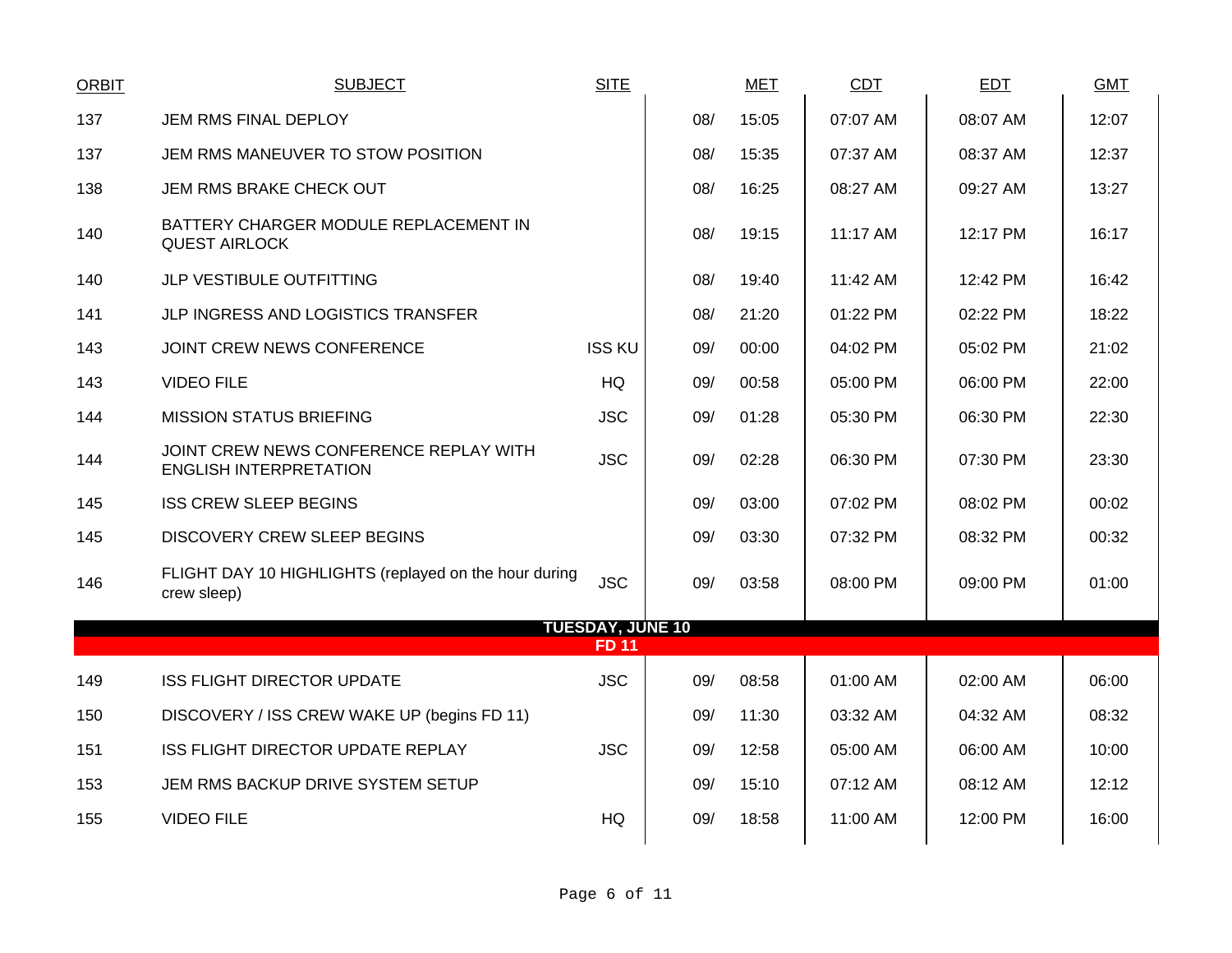| ORBIT | SUBJECT | SITE | MET | | CDT | EDT | GMT |
|---|---|---|---|---|---|---|---|
| 137 | JEM RMS FINAL DEPLOY | | 08/ | 15:05 | 07:07 AM | 08:07 AM | 12:07 |
| 137 | JEM RMS MANEUVER TO STOW POSITION | | 08/ | 15:35 | 07:37 AM | 08:37 AM | 12:37 |
| 138 | JEM RMS BRAKE CHECK OUT | | 08/ | 16:25 | 08:27 AM | 09:27 AM | 13:27 |
| 140 | BATTERY CHARGER MODULE REPLACEMENT IN QUEST AIRLOCK | | 08/ | 19:15 | 11:17 AM | 12:17 PM | 16:17 |
| 140 | JLP VESTIBULE OUTFITTING | | 08/ | 19:40 | 11:42 AM | 12:42 PM | 16:42 |
| 141 | JLP INGRESS AND LOGISTICS TRANSFER | | 08/ | 21:20 | 01:22 PM | 02:22 PM | 18:22 |
| 143 | JOINT CREW NEWS CONFERENCE | ISS KU | 09/ | 00:00 | 04:02 PM | 05:02 PM | 21:02 |
| 143 | VIDEO FILE | HQ | 09/ | 00:58 | 05:00 PM | 06:00 PM | 22:00 |
| 144 | MISSION STATUS BRIEFING | JSC | 09/ | 01:28 | 05:30 PM | 06:30 PM | 22:30 |
| 144 | JOINT CREW NEWS CONFERENCE REPLAY WITH ENGLISH INTERPRETATION | JSC | 09/ | 02:28 | 06:30 PM | 07:30 PM | 23:30 |
| 145 | ISS CREW SLEEP BEGINS | | 09/ | 03:00 | 07:02 PM | 08:02 PM | 00:02 |
| 145 | DISCOVERY CREW SLEEP BEGINS | | 09/ | 03:30 | 07:32 PM | 08:32 PM | 00:32 |
| 146 | FLIGHT DAY 10 HIGHLIGHTS (replayed on the hour during crew sleep) | JSC | 09/ | 03:58 | 08:00 PM | 09:00 PM | 01:00 |
| | **TUESDAY, JUNE 10** | | | | | | |
| | **FD 11** | | | | | | |
| 149 | ISS FLIGHT DIRECTOR UPDATE | JSC | 09/ | 08:58 | 01:00 AM | 02:00 AM | 06:00 |
| 150 | DISCOVERY / ISS CREW WAKE UP (begins FD 11) | | 09/ | 11:30 | 03:32 AM | 04:32 AM | 08:32 |
| 151 | ISS FLIGHT DIRECTOR UPDATE REPLAY | JSC | 09/ | 12:58 | 05:00 AM | 06:00 AM | 10:00 |
| 153 | JEM RMS BACKUP DRIVE SYSTEM SETUP | | 09/ | 15:10 | 07:12 AM | 08:12 AM | 12:12 |
| 155 | VIDEO FILE | HQ | 09/ | 18:58 | 11:00 AM | 12:00 PM | 16:00 |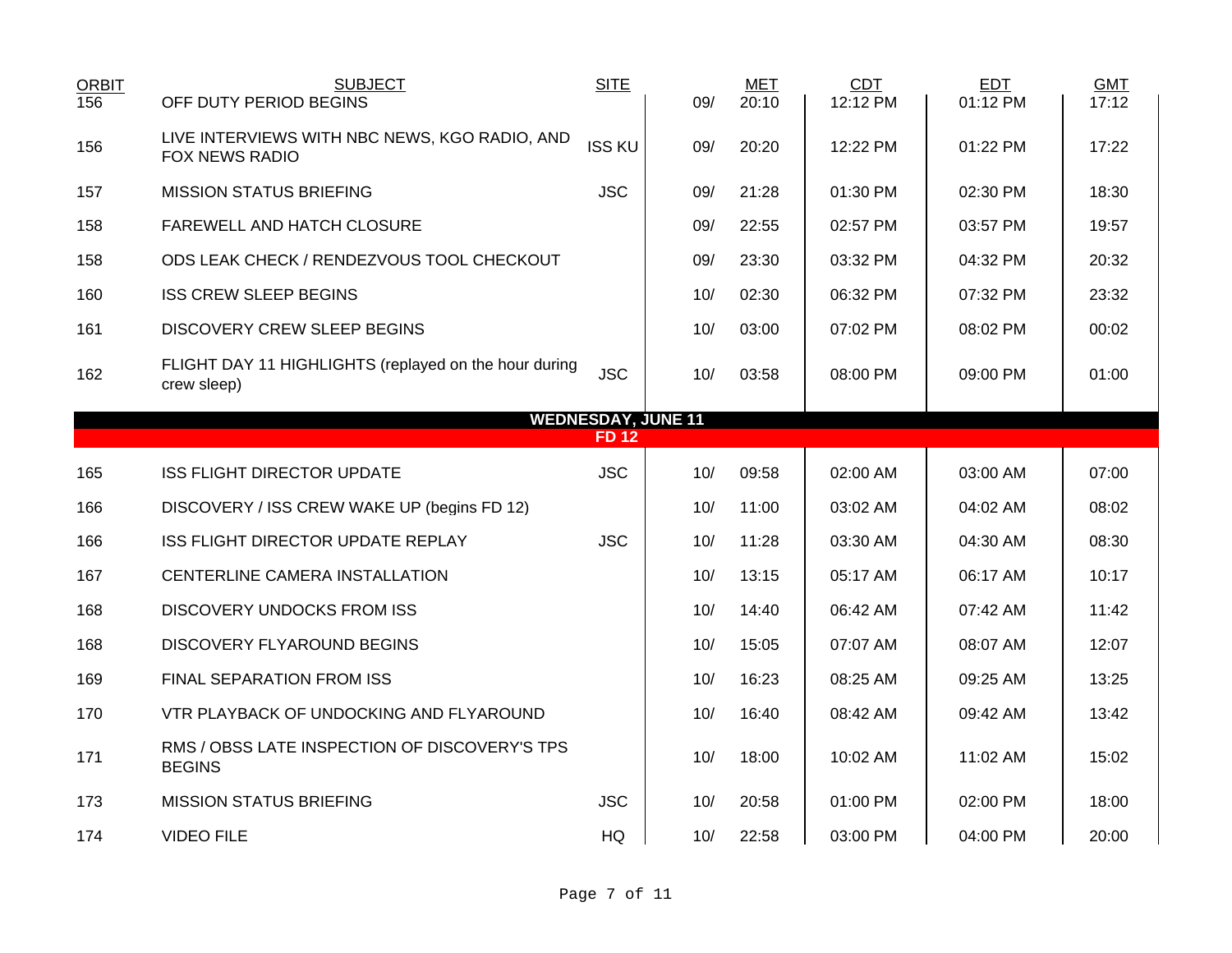| ORBIT | SUBJECT | SITE | | MET | CDT | EDT | GMT |
|---|---|---|---|---|---|---|---|
| 156 | OFF DUTY PERIOD BEGINS | | 09/ | 20:10 | 12:12 PM | 01:12 PM | 17:12 |
| 156 | LIVE INTERVIEWS WITH NBC NEWS, KGO RADIO, AND FOX NEWS RADIO | ISS KU | 09/ | 20:20 | 12:22 PM | 01:22 PM | 17:22 |
| 157 | MISSION STATUS BRIEFING | JSC | 09/ | 21:28 | 01:30 PM | 02:30 PM | 18:30 |
| 158 | FAREWELL AND HATCH CLOSURE | | 09/ | 22:55 | 02:57 PM | 03:57 PM | 19:57 |
| 158 | ODS LEAK CHECK / RENDEZVOUS TOOL CHECKOUT | | 09/ | 23:30 | 03:32 PM | 04:32 PM | 20:32 |
| 160 | ISS CREW SLEEP BEGINS | | 10/ | 02:30 | 06:32 PM | 07:32 PM | 23:32 |
| 161 | DISCOVERY CREW SLEEP BEGINS | | 10/ | 03:00 | 07:02 PM | 08:02 PM | 00:02 |
| 162 | FLIGHT DAY 11 HIGHLIGHTS (replayed on the hour during crew sleep) | JSC | 10/ | 03:58 | 08:00 PM | 09:00 PM | 01:00 |
| | **WEDNESDAY, JUNE 11** | | | | | | |
| | **FD 12** | | | | | | |
| 165 | ISS FLIGHT DIRECTOR UPDATE | JSC | 10/ | 09:58 | 02:00 AM | 03:00 AM | 07:00 |
| 166 | DISCOVERY / ISS CREW WAKE UP (begins FD 12) | | 10/ | 11:00 | 03:02 AM | 04:02 AM | 08:02 |
| 166 | ISS FLIGHT DIRECTOR UPDATE REPLAY | JSC | 10/ | 11:28 | 03:30 AM | 04:30 AM | 08:30 |
| 167 | CENTERLINE CAMERA INSTALLATION | | 10/ | 13:15 | 05:17 AM | 06:17 AM | 10:17 |
| 168 | DISCOVERY UNDOCKS FROM ISS | | 10/ | 14:40 | 06:42 AM | 07:42 AM | 11:42 |
| 168 | DISCOVERY FLYAROUND BEGINS | | 10/ | 15:05 | 07:07 AM | 08:07 AM | 12:07 |
| 169 | FINAL SEPARATION FROM ISS | | 10/ | 16:23 | 08:25 AM | 09:25 AM | 13:25 |
| 170 | VTR PLAYBACK OF UNDOCKING AND FLYAROUND | | 10/ | 16:40 | 08:42 AM | 09:42 AM | 13:42 |
| 171 | RMS / OBSS LATE INSPECTION OF DISCOVERY'S TPS BEGINS | | 10/ | 18:00 | 10:02 AM | 11:02 AM | 15:02 |
| 173 | MISSION STATUS BRIEFING | JSC | 10/ | 20:58 | 01:00 PM | 02:00 PM | 18:00 |
| 174 | VIDEO FILE | HQ | 10/ | 22:58 | 03:00 PM | 04:00 PM | 20:00 |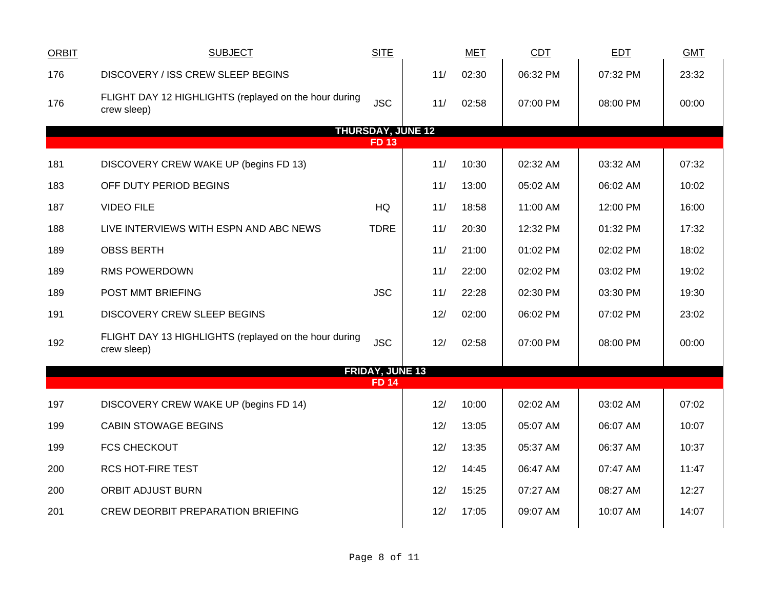| ORBIT | SUBJECT | SITE | MET | | CDT | EDT | GMT |
|---|---|---|---|---|---|---|---|
| 176 | DISCOVERY / ISS CREW SLEEP BEGINS | | 11/ | 02:30 | 06:32 PM | 07:32 PM | 23:32 |
| 176 | FLIGHT DAY 12 HIGHLIGHTS (replayed on the hour during crew sleep) | JSC | 11/ | 02:58 | 07:00 PM | 08:00 PM | 00:00 |
| | **THURSDAY, JUNE 12** | | | | | | |
| | **FD 13** | | | | | | |
| 181 | DISCOVERY CREW WAKE UP (begins FD 13) | | 11/ | 10:30 | 02:32 AM | 03:32 AM | 07:32 |
| 183 | OFF DUTY PERIOD BEGINS | | 11/ | 13:00 | 05:02 AM | 06:02 AM | 10:02 |
| 187 | VIDEO FILE | HQ | 11/ | 18:58 | 11:00 AM | 12:00 PM | 16:00 |
| 188 | LIVE INTERVIEWS WITH ESPN AND ABC NEWS | TDRE | 11/ | 20:30 | 12:32 PM | 01:32 PM | 17:32 |
| 189 | OBSS BERTH | | 11/ | 21:00 | 01:02 PM | 02:02 PM | 18:02 |
| 189 | RMS POWERDOWN | | 11/ | 22:00 | 02:02 PM | 03:02 PM | 19:02 |
| 189 | POST MMT BRIEFING | JSC | 11/ | 22:28 | 02:30 PM | 03:30 PM | 19:30 |
| 191 | DISCOVERY CREW SLEEP BEGINS | | 12/ | 02:00 | 06:02 PM | 07:02 PM | 23:02 |
| 192 | FLIGHT DAY 13 HIGHLIGHTS (replayed on the hour during crew sleep) | JSC | 12/ | 02:58 | 07:00 PM | 08:00 PM | 00:00 |
| | **FRIDAY, JUNE 13** | | | | | | |
| | **FD 14** | | | | | | |
| 197 | DISCOVERY CREW WAKE UP (begins FD 14) | | 12/ | 10:00 | 02:02 AM | 03:02 AM | 07:02 |
| 199 | CABIN STOWAGE BEGINS | | 12/ | 13:05 | 05:07 AM | 06:07 AM | 10:07 |
| 199 | FCS CHECKOUT | | 12/ | 13:35 | 05:37 AM | 06:37 AM | 10:37 |
| 200 | RCS HOT-FIRE TEST | | 12/ | 14:45 | 06:47 AM | 07:47 AM | 11:47 |
| 200 | ORBIT ADJUST BURN | | 12/ | 15:25 | 07:27 AM | 08:27 AM | 12:27 |
| 201 | CREW DEORBIT PREPARATION BRIEFING | | 12/ | 17:05 | 09:07 AM | 10:07 AM | 14:07 |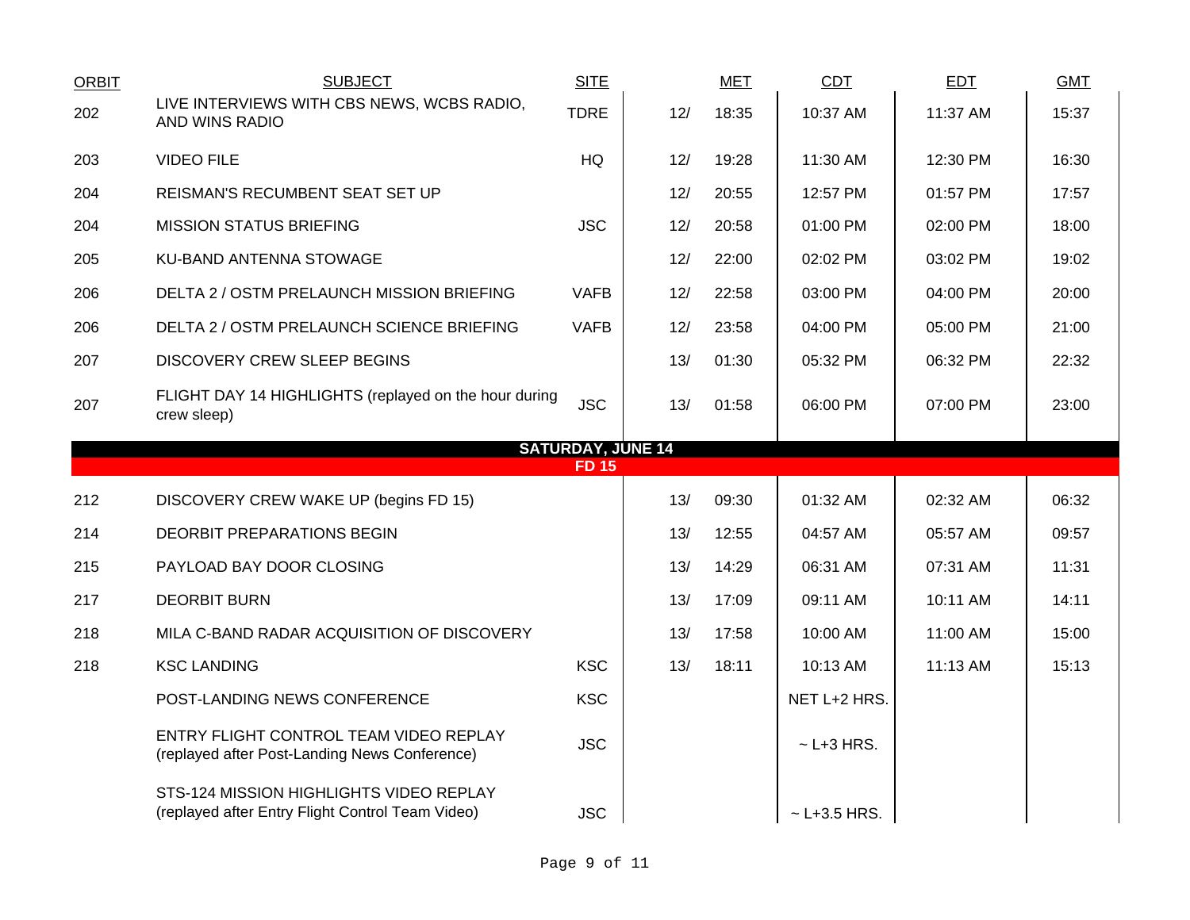| ORBIT | SUBJECT | SITE | | MET | CDT | EDT | GMT |
|---|---|---|---|---|---|---|---|
| 202 | LIVE INTERVIEWS WITH CBS NEWS, WCBS RADIO, AND WINS RADIO | TDRE | 12/ | 18:35 | 10:37 AM | 11:37 AM | 15:37 |
| 203 | VIDEO FILE | HQ | 12/ | 19:28 | 11:30 AM | 12:30 PM | 16:30 |
| 204 | REISMAN'S RECUMBENT SEAT SET UP | | 12/ | 20:55 | 12:57 PM | 01:57 PM | 17:57 |
| 204 | MISSION STATUS BRIEFING | JSC | 12/ | 20:58 | 01:00 PM | 02:00 PM | 18:00 |
| 205 | KU-BAND ANTENNA STOWAGE | | 12/ | 22:00 | 02:02 PM | 03:02 PM | 19:02 |
| 206 | DELTA 2 / OSTM PRELAUNCH MISSION BRIEFING | VAFB | 12/ | 22:58 | 03:00 PM | 04:00 PM | 20:00 |
| 206 | DELTA 2 / OSTM PRELAUNCH SCIENCE BRIEFING | VAFB | 12/ | 23:58 | 04:00 PM | 05:00 PM | 21:00 |
| 207 | DISCOVERY CREW SLEEP BEGINS | | 13/ | 01:30 | 05:32 PM | 06:32 PM | 22:32 |
| 207 | FLIGHT DAY 14 HIGHLIGHTS (replayed on the hour during crew sleep) | JSC | 13/ | 01:58 | 06:00 PM | 07:00 PM | 23:00 |
| | **SATURDAY, JUNE 14** | | | | | | |
| | **FD 15** | | | | | | |
| 212 | DISCOVERY CREW WAKE UP (begins FD 15) | | 13/ | 09:30 | 01:32 AM | 02:32 AM | 06:32 |
| 214 | DEORBIT PREPARATIONS BEGIN | | 13/ | 12:55 | 04:57 AM | 05:57 AM | 09:57 |
| 215 | PAYLOAD BAY DOOR CLOSING | | 13/ | 14:29 | 06:31 AM | 07:31 AM | 11:31 |
| 217 | DEORBIT BURN | | 13/ | 17:09 | 09:11 AM | 10:11 AM | 14:11 |
| 218 | MILA C-BAND RADAR ACQUISITION OF DISCOVERY | | 13/ | 17:58 | 10:00 AM | 11:00 AM | 15:00 |
| 218 | KSC LANDING | KSC | 13/ | 18:11 | 10:13 AM | 11:13 AM | 15:13 |
| | POST-LANDING NEWS CONFERENCE | KSC | | | NET L+2 HRS. | | |
| | ENTRY FLIGHT CONTROL TEAM VIDEO REPLAY (replayed after Post-Landing News Conference) | JSC | | | ~ L+3 HRS. | | |
| | STS-124 MISSION HIGHLIGHTS VIDEO REPLAY (replayed after Entry Flight Control Team Video) | JSC | | | ~ L+3.5 HRS. | | |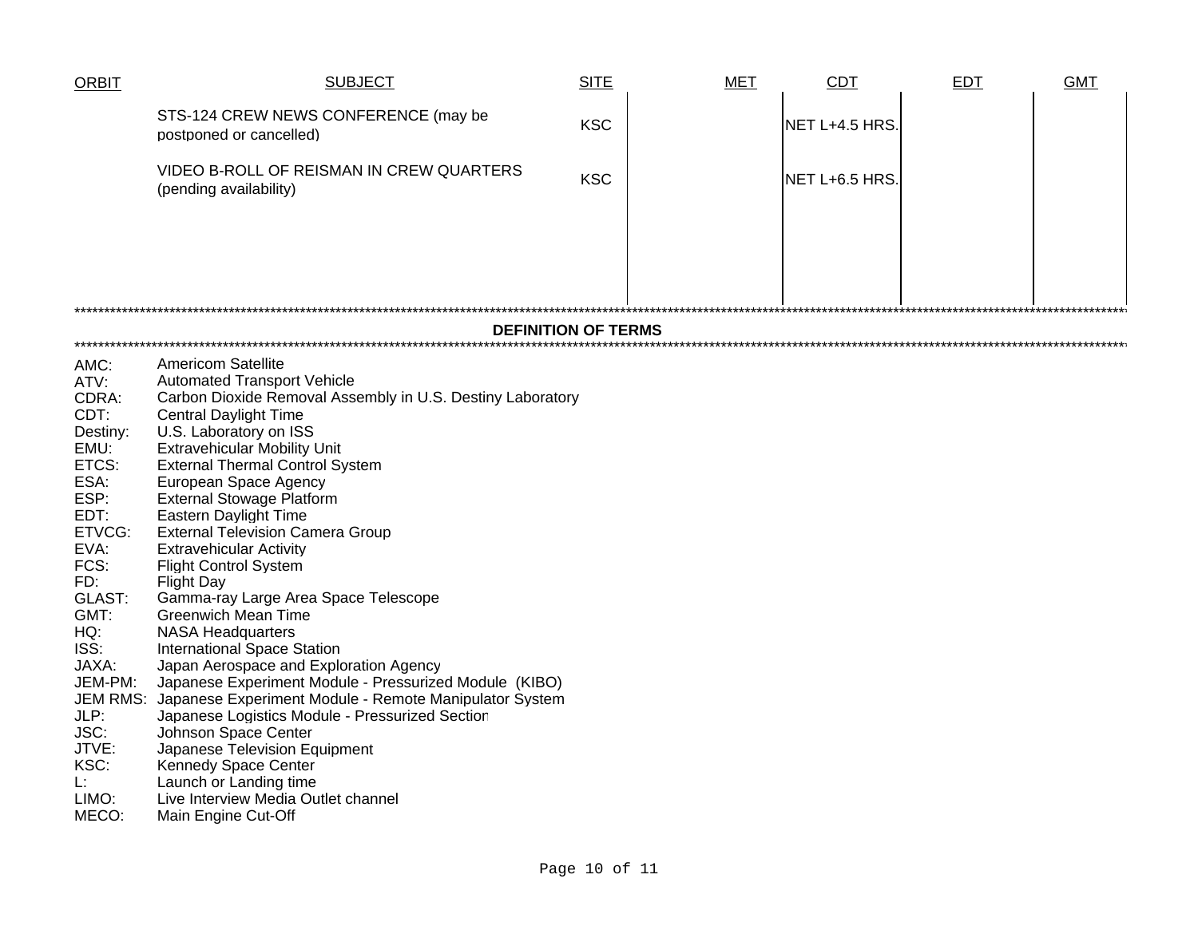| ORBIT | SUBJECT | SITE | MET | CDT | EDT | GMT |
| --- | --- | --- | --- | --- | --- | --- |
| | STS-124 CREW NEWS CONFERENCE (may be postponed or cancelled) | KSC | | NET L+4.5 HRS. | | |
| | VIDEO B-ROLL OF REISMAN IN CREW QUARTERS (pending availability) | KSC | | NET L+6.5 HRS. | | |

## DEFINITION OF TERMS

- AMC: Americom Satellite
- ATV: Automated Transport Vehicle
- CDRA: Carbon Dioxide Removal Assembly in U.S. Destiny Laboratory
- CDT: Central Daylight Time
- Destiny: U.S. Laboratory on ISS
- EMU: Extravehicular Mobility Unit
- ETCS: External Thermal Control System
- ESA: European Space Agency
- ESP: External Stowage Platform
- EDT: Eastern Daylight Time
- ETVCG: External Television Camera Group
- EVA: Extravehicular Activity
- FCS: Flight Control System
- FD: Flight Day
- GLAST: Gamma-ray Large Area Space Telescope
- GMT: Greenwich Mean Time
- HQ: NASA Headquarters
- ISS: International Space Station
- JAXA: Japan Aerospace and Exploration Agency
- JEM-PM: Japanese Experiment Module - Pressurized Module (KIBO)
- JEM RMS: Japanese Experiment Module - Remote Manipulator System
- JLP: Japanese Logistics Module - Pressurized Section
- JSC: Johnson Space Center
- JTVE: Japanese Television Equipment
- KSC: Kennedy Space Center
- L: Launch or Landing time
- LIMO: Live Interview Media Outlet channel
- MECO: Main Engine Cut-Off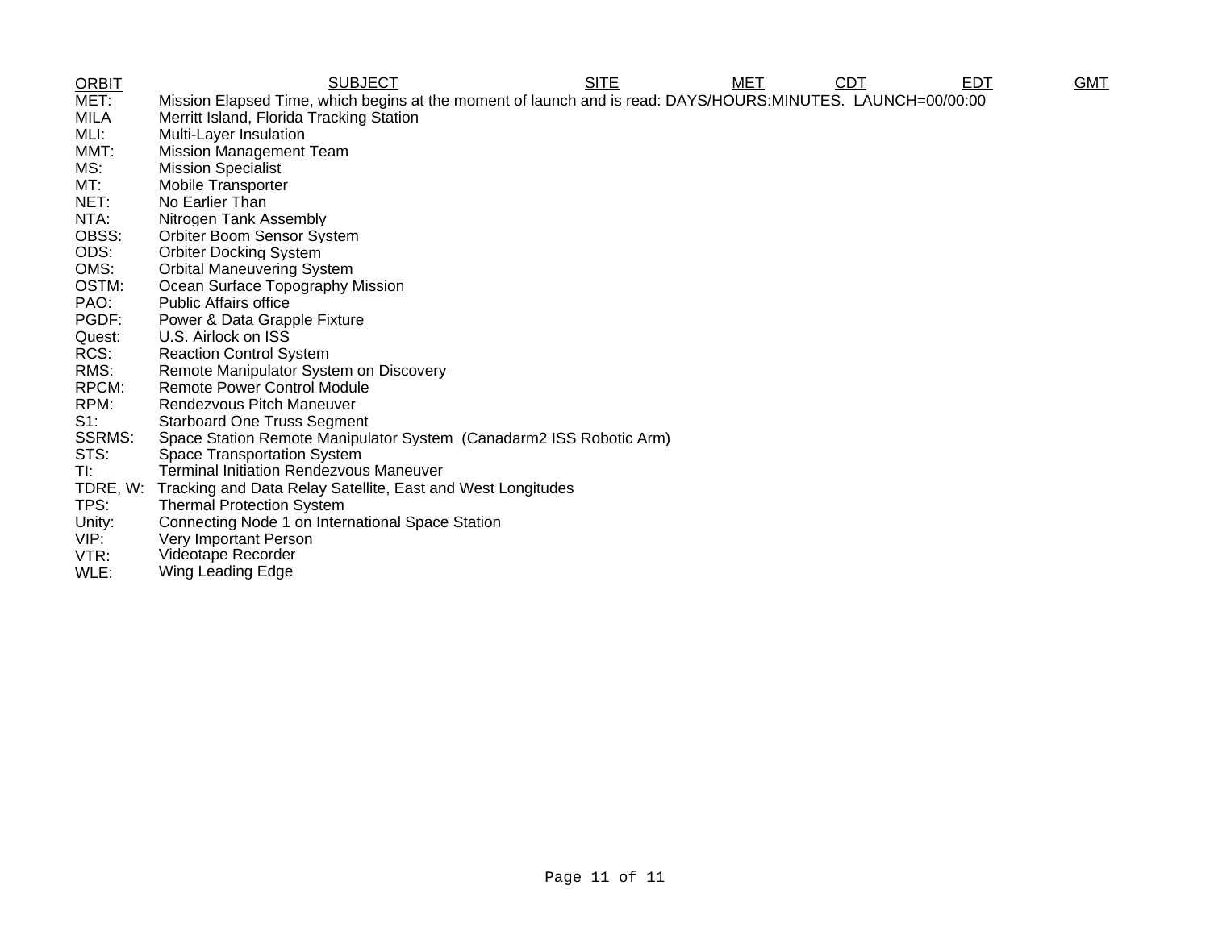| ORBIT | SUBJECT | SITE | MET | CDT | EDT | GMT |
|---|---|---|---|---|---|---|

MET: Mission Elapsed Time, which begins at the moment of launch and is read: DAYS/HOURS:MINUTES. LAUNCH=00/00:00
MILA Merritt Island, Florida Tracking Station
MLI: Multi-Layer Insulation
MMT: Mission Management Team
MS: Mission Specialist
MT: Mobile Transporter
NET: No Earlier Than
NTA: Nitrogen Tank Assembly
OBSS: Orbiter Boom Sensor System
ODS: Orbiter Docking System
OMS: Orbital Maneuvering System
OSTM: Ocean Surface Topography Mission
PAO: Public Affairs office
PGDF: Power & Data Grapple Fixture
Quest: U.S. Airlock on ISS
RCS: Reaction Control System
RMS: Remote Manipulator System on Discovery
RPCM: Remote Power Control Module
RPM: Rendezvous Pitch Maneuver
S1: Starboard One Truss Segment
SSRMS: Space Station Remote Manipulator System (Canadarm2 ISS Robotic Arm)
STS: Space Transportation System
TI: Terminal Initiation Rendezvous Maneuver
TDRE, W: Tracking and Data Relay Satellite, East and West Longitudes
TPS: Thermal Protection System
Unity: Connecting Node 1 on International Space Station
VIP: Very Important Person
VTR: Videotape Recorder
WLE: Wing Leading Edge